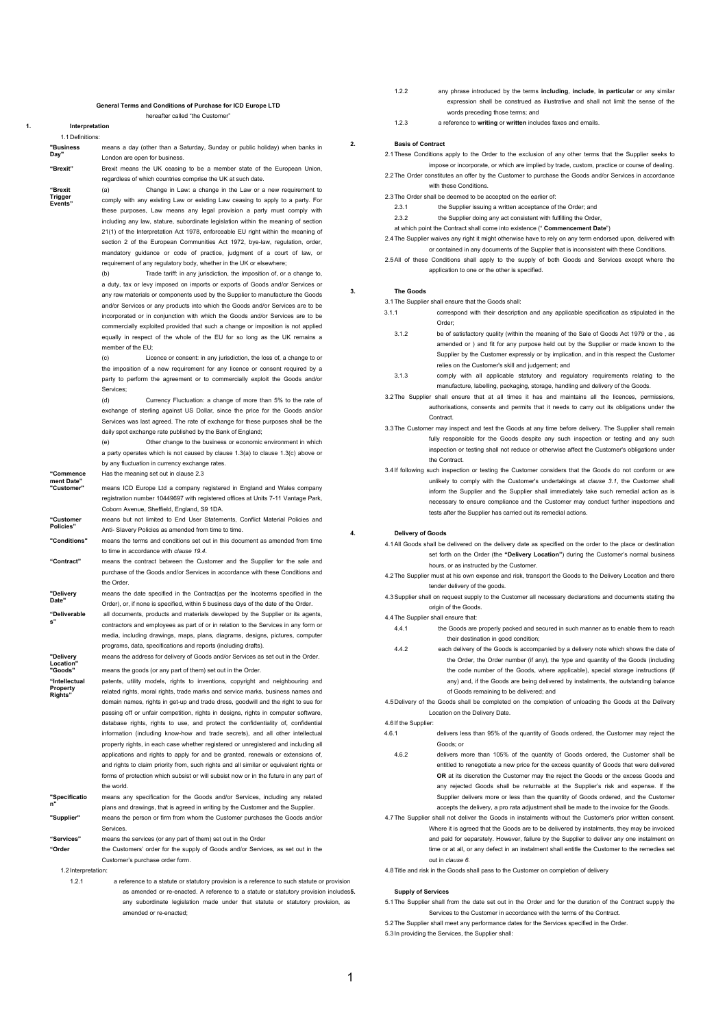**General Terms and Conditions of Purchase for ICD Europe LTD**

hereafter called "the Customer"

## 1. Interpretation

1.1 Definitions:

| Term | Definition |
|---|---|
| **"Business Day"** | means a day (other than a Saturday, Sunday or public holiday) when banks in London are open for business. |
| **"Brexit"** | Brexit means the UK ceasing to be a member state of the European Union, regardless of which countries comprise the UK at such date. |
| **"Brexit Trigger Events"** | (a) Change in Law: a change in the Law or a new requirement to comply with any existing Law or existing Law ceasing to apply to a party. For these purposes, Law means any legal provision a party must comply with including any law, stature, subordinate legislation within the meaning of section 21(1) of the Interpretation Act 1978, enforceable EU right within the meaning of section 2 of the European Communities Act 1972, bye-law, regulation, order, mandatory guidance or code of practice, judgment of a court of law, or requirement of any regulatory body, whether in the UK or elsewhere; (b) Trade tariff: in any jurisdiction, the imposition of, or a change to, a duty, tax or levy imposed on imports or exports of Goods and/or Services or any raw materials or components used by the Supplier to manufacture the Goods and/or Services or any products into which the Goods and/or Services are to be incorporated or in conjunction with which the Goods and/or Services are to be commercially exploited provided that such a change or imposition is not applied equally in respect of the whole of the EU for so long as the UK remains a member of the EU; (c) Licence or consent: in any jurisdiction, the loss of, a change to or the imposition of a new requirement for any licence or consent required by a party to perform the agreement or to commercially exploit the Goods and/or Services; (d) Currency Fluctuation: a change of more than 5% to the rate of exchange of sterling against US Dollar, since the price for the Goods and/or Services was last agreed. The rate of exchange for these purposes shall be the daily spot exchange rate published by the Bank of England; (e) Other change to the business or economic environment in which a party operates which is not caused by clause 1.3(a) to clause 1.3(c) above or by any fluctuation in currency exchange rates. |
| **"Commencement Date"** | Has the meaning set out in clause 2.3 |
| **"Customer"** | means ICD Europe Ltd a company registered in England and Wales company registration number 10449697 with registered offices at Units 7-11 Vantage Park, Coborn Avenue, Sheffield, England, S9 1DA. |
| **"Customer Policies"** | means but not limited to End User Statements, Conflict Material Policies and Anti- Slavery Policies as amended from time to time. |
| **"Conditions"** | means the terms and conditions set out in this document as amended from time to time in accordance with *clause 19.4*. |
| **"Contract"** | means the contract between the Customer and the Supplier for the sale and purchase of the Goods and/or Services in accordance with these Conditions and the Order. |
| **"Delivery Date"** | means the date specified in the Contract(as per the Incoterms specified in the Order), or, if none is specified, within 5 business days of the date of the Order. |
| **"Deliverables"** | all documents, products and materials developed by the Supplier or its agents, contractors and employees as part of or in relation to the Services in any form or media, including drawings, maps, plans, diagrams, designs, pictures, computer programs, data, specifications and reports (including drafts). |
| **"Delivery Location"** | means the address for delivery of Goods and/or Services as set out in the Order. |
| **"Goods"** | means the goods (or any part of them) set out in the Order. |
| **"Intellectual Property Rights"** | patents, utility models, rights to inventions, copyright and neighbouring and related rights, moral rights, trade marks and service marks, business names and domain names, rights in get-up and trade dress, goodwill and the right to sue for passing off or unfair competition, rights in designs, rights in computer software, database rights, rights to use, and protect the confidentiality of, confidential information (including know-how and trade secrets), and all other intellectual property rights, in each case whether registered or unregistered and including all applications and rights to apply for and be granted, renewals or extensions of, and rights to claim priority from, such rights and all similar or equivalent rights or forms of protection which subsist or will subsist now or in the future in any part of the world. |
| **"Specification"** | means any specification for the Goods and/or Services, including any related plans and drawings, that is agreed in writing by the Customer and the Supplier. |
| **"Supplier"** | means the person or firm from whom the Customer purchases the Goods and/or Services. |
| **"Services"** | means the services (or any part of them) set out in the Order |
| **"Order** | the Customers' order for the supply of Goods and/or Services, as set out in the Customer's purchase order form. |

1.2 Interpretation:

1.2.1 a reference to a statute or statutory provision is a reference to such statute or provision as amended or re-enacted. A reference to a statute or statutory provision includes any subordinate legislation made under that statute or statutory provision, as amended or re-enacted;

1.2.2 any phrase introduced by the terms **including**, **include**, **in particular** or any similar expression shall be construed as illustrative and shall not limit the sense of the words preceding those terms; and

1.2.3 a reference to **writing** or **written** includes faxes and emails.

## 2. Basis of Contract

2.1 These Conditions apply to the Order to the exclusion of any other terms that the Supplier seeks to impose or incorporate, or which are implied by trade, custom, practice or course of dealing.

2.2 The Order constitutes an offer by the Customer to purchase the Goods and/or Services in accordance with these Conditions.

2.3 The Order shall be deemed to be accepted on the earlier of:

2.3.1 the Supplier issuing a written acceptance of the Order; and

2.3.2 the Supplier doing any act consistent with fulfilling the Order,

at which point the Contract shall come into existence (" **Commencement Date**")

2.4 The Supplier waives any right it might otherwise have to rely on any term endorsed upon, delivered with or contained in any documents of the Supplier that is inconsistent with these Conditions.

2.5 All of these Conditions shall apply to the supply of both Goods and Services except where the application to one or the other is specified.

## 3. The Goods

3.1 The Supplier shall ensure that the Goods shall:

3.1.1 correspond with their description and any applicable specification as stipulated in the Order;

3.1.2 be of satisfactory quality (within the meaning of the Sale of Goods Act 1979 or the , as amended or ) and fit for any purpose held out by the Supplier or made known to the Supplier by the Customer expressly or by implication, and in this respect the Customer relies on the Customer's skill and judgement; and

3.1.3 comply with all applicable statutory and regulatory requirements relating to the manufacture, labelling, packaging, storage, handling and delivery of the Goods.

3.2 The Supplier shall ensure that at all times it has and maintains all the licences, permissions, authorisations, consents and permits that it needs to carry out its obligations under the Contract.

3.3 The Customer may inspect and test the Goods at any time before delivery. The Supplier shall remain fully responsible for the Goods despite any such inspection or testing and any such inspection or testing shall not reduce or otherwise affect the Customer's obligations under the Contract.

3.4 If following such inspection or testing the Customer considers that the Goods do not conform or are unlikely to comply with the Customer's undertakings at *clause 3.1*, the Customer shall inform the Supplier and the Supplier shall immediately take such remedial action as is necessary to ensure compliance and the Customer may conduct further inspections and tests after the Supplier has carried out its remedial actions.

## 4. Delivery of Goods

4.1 All Goods shall be delivered on the delivery date as specified on the order to the place or destination set forth on the Order (the **"Delivery Location"**) during the Customer's normal business hours, or as instructed by the Customer.

4.2 The Supplier must at his own expense and risk, transport the Goods to the Delivery Location and there tender delivery of the goods.

4.3 Supplier shall on request supply to the Customer all necessary declarations and documents stating the origin of the Goods.

4.4 The Supplier shall ensure that:

4.4.1 the Goods are properly packed and secured in such manner as to enable them to reach their destination in good condition;

4.4.2 each delivery of the Goods is accompanied by a delivery note which shows the date of the Order, the Order number (if any), the type and quantity of the Goods (including the code number of the Goods, where applicable), special storage instructions (if any) and, if the Goods are being delivered by instalments, the outstanding balance of Goods remaining to be delivered; and

4.5 Delivery of the Goods shall be completed on the completion of unloading the Goods at the Delivery Location on the Delivery Date.

4.6 If the Supplier:

4.6.1 delivers less than 95% of the quantity of Goods ordered, the Customer may reject the Goods; or

4.6.2 delivers more than 105% of the quantity of Goods ordered, the Customer shall be entitled to renegotiate a new price for the excess quantity of Goods that were delivered **OR** at its discretion the Customer may the reject the Goods or the excess Goods and any rejected Goods shall be returnable at the Supplier's risk and expense. If the Supplier delivers more or less than the quantity of Goods ordered, and the Customer accepts the delivery, a pro rata adjustment shall be made to the invoice for the Goods.

4.7 The Supplier shall not deliver the Goods in instalments without the Customer's prior written consent. Where it is agreed that the Goods are to be delivered by instalments, they may be invoiced and paid for separately. However, failure by the Supplier to deliver any one instalment on time or at all, or any defect in an instalment shall entitle the Customer to the remedies set out in *clause 6.*

4.8 Title and risk in the Goods shall pass to the Customer on completion of delivery

## 5. Supply of Services

5.1 The Supplier shall from the date set out in the Order and for the duration of the Contract supply the Services to the Customer in accordance with the terms of the Contract.

5.2 The Supplier shall meet any performance dates for the Services specified in the Order.

5.3 In providing the Services, the Supplier shall: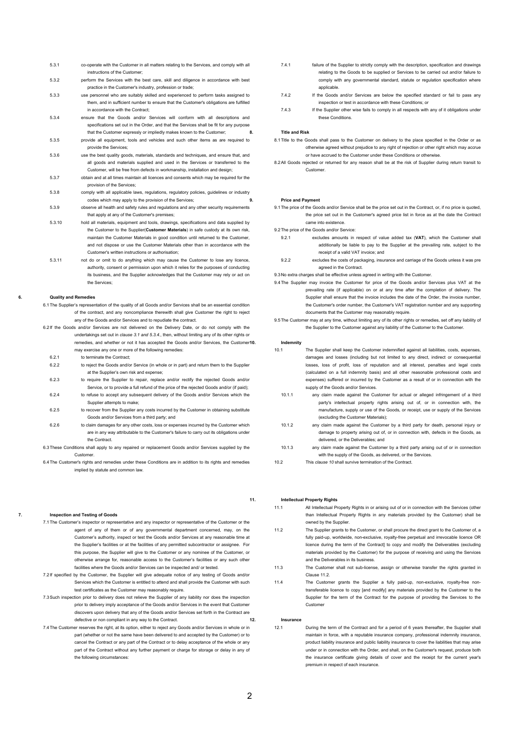5.3.1 co-operate with the Customer in all matters relating to the Services, and comply with all instructions of the Customer;

5.3.2 perform the Services with the best care, skill and diligence in accordance with best practice in the Customer's industry, profession or trade;

5.3.3 use personnel who are suitably skilled and experienced to perform tasks assigned to them, and in sufficient number to ensure that the Customer's obligations are fulfilled in accordance with the Contract;

5.3.4 ensure that the Goods and/or Services will conform with all descriptions and specifications set out in the Order, and that the Services shall be fit for any purpose that the Customer expressly or impliedly makes known to the Customer;

5.3.5 provide all equipment, tools and vehicles and such other items as are required to provide the Services;

5.3.6 use the best quality goods, materials, standards and techniques, and ensure that, and all goods and materials supplied and used in the Services or transferred to the Customer, will be free from defects in workmanship, installation and design;

5.3.7 obtain and at all times maintain all licences and consents which may be required for the provision of the Services;

5.3.8 comply with all applicable laws, regulations, regulatory policies, guidelines or industry codes which may apply to the provision of the Services;

5.3.9 observe all health and safety rules and regulations and any other security requirements that apply at any of the Customer's premises;

5.3.10 hold all materials, equipment and tools, drawings, specifications and data supplied by the Customer to the Supplier(**Customer Materials**) in safe custody at its own risk, maintain the Customer Materials in good condition until returned to the Customer, and not dispose or use the Customer Materials other than in accordance with the Customer's written instructions or authorisation;

5.3.11 not do or omit to do anything which may cause the Customer to lose any licence, authority, consent or permission upon which it relies for the purposes of conducting its business, and the Supplier acknowledges that the Customer may rely or act on the Services;

## 6. Quality and Remedies

6.1 The Supplier's representation of the quality of all Goods and/or Services shall be an essential condition of the contract, and any noncompliance therewith shall give Customer the right to reject any of the Goods and/or Services and to repudiate the contract.

6.2 If the Goods and/or Services are not delivered on the Delivery Date, or do not comply with the undertakings set out in *clause 3.1 and 5.3.4.*, then, without limiting any of its other rights or remedies, and whether or not it has accepted the Goods and/or Services, the Customer may exercise any one or more of the following remedies:

6.2.1 to terminate the Contract;

6.2.2 to reject the Goods and/or Service (in whole or in part) and return them to the Supplier at the Supplier's own risk and expense;

6.2.3 to require the Supplier to repair, replace and/or rectify the rejected Goods and/or Service, or to provide a full refund of the price of the rejected Goods and/or (if paid);

6.2.4 to refuse to accept any subsequent delivery of the Goods and/or Services which the Supplier attempts to make;

6.2.5 to recover from the Supplier any costs incurred by the Customer in obtaining substitute Goods and/or Services from a third party; and

6.2.6 to claim damages for any other costs, loss or expenses incurred by the Customer which are in any way attributable to the Customer's failure to carry out its obligations under the Contract.

6.3 These Conditions shall apply to any repaired or replacement Goods and/or Services supplied by the Customer.

6.4 The Customer's rights and remedies under these Conditions are in addition to its rights and remedies implied by statute and common law.

## 7. Inspection and Testing of Goods

7.1 The Customer's inspector or representative and any inspector or representative of the Customer or the agent of any of them or of any governmental department concerned, may, on the Customer's authority, inspect or test the Goods and/or Services at any reasonable time at the Supplier's facilities or at the facilities of any permitted subcontractor or assignee. For this purpose, the Supplier will give to the Customer or any nominee of the Customer, or otherwise arrange for, reasonable access to the Customer's facilities or any such other facilities where the Goods and/or Services can be inspected and/ or tested.

7.2 If specified by the Customer, the Supplier will give adequate notice of any testing of Goods and/or Services which the Customer is entitled to attend and shall provide the Customer with such test certificates as the Customer may reasonably require.

7.3 Such inspection prior to delivery does not relieve the Supplier of any liability nor does the inspection prior to delivery imply acceptance of the Goods and/or Services in the event that Customer discovers upon delivery that any of the Goods and/or Services set forth in the Contract are defective or non compliant in any way to the Contract.

7.4 The Customer reserves the right, at its option, either to reject any Goods and/or Services in whole or in part (whether or not the same have been delivered to and accepted by the Customer) or to cancel the Contract or any part of the Contract or to delay acceptance of the whole or any part of the Contract without any further payment or charge for storage or delay in any of the following circumstances:

7.4.1 failure of the Supplier to strictly comply with the description, specification and drawings relating to the Goods to be supplied or Services to be carried out and/or failure to comply with any governmental standard, statute or regulation specification where applicable.

7.4.2 If the Goods and/or Services are below the specified standard or fail to pass any inspection or test in accordance with these Conditions; or

7.4.3 If the Supplier other wise fails to comply in all respects with any of it obligations under these Conditions.

## 8. Title and Risk

8.1 Title to the Goods shall pass to the Customer on delivery to the place specified in the Order or as otherwise agreed without prejudice to any right of rejection or other right which may accrue or have accrued to the Customer under these Conditions or otherwise.

8.2 All Goods rejected or returned for any reason shall be at the risk of Supplier during return transit to Customer.

## 9. Price and Payment

9.1 The price of the Goods and/or Service shall be the price set out in the Contract, or, if no price is quoted, the price set out in the Customer's agreed price list in force as at the date the Contract came into existence.

9.2 The price of the Goods and/or Service:

9.2.1 excludes amounts in respect of value added tax (**VAT**), which the Customer shall additionally be liable to pay to the Supplier at the prevailing rate, subject to the receipt of a valid VAT invoice; and

9.2.2 excludes the costs of packaging, insurance and carriage of the Goods unless it was pre agreed in the Contract.

9.3 No extra charges shall be effective unless agreed in writing with the Customer.

9.4 The Supplier may invoice the Customer for price of the Goods and/or Services plus VAT at the prevailing rate (if applicable) on or at any time after the completion of delivery. The Supplier shall ensure that the invoice includes the date of the Order, the invoice number, the Customer's order number, the Customer's VAT registration number and any supporting documents that the Customer may reasonably require.

9.5 The Customer may at any time, without limiting any of its other rights or remedies, set off any liability of the Supplier to the Customer against any liability of the Customer to the Customer.

## 10. Indemnity

10.1 The Supplier shall keep the Customer indemnified against all liabilities, costs, expenses, damages and losses (including but not limited to any direct, indirect or consequential losses, loss of profit, loss of reputation and all interest, penalties and legal costs (calculated on a full indemnity basis) and all other reasonable professional costs and expenses) suffered or incurred by the Customer as a result of or in connection with the supply of the Goods and/or Services.

10.1.1 any claim made against the Customer for actual or alleged infringement of a third party's intellectual property rights arising out of, or in connection with, the manufacture, supply or use of the Goods, or receipt, use or supply of the Services (excluding the Customer Materials);

10.1.2 any claim made against the Customer by a third party for death, personal injury or damage to property arising out of, or in connection with, defects in the Goods, as delivered, or the Deliverables; and

10.1.3 any claim made against the Customer by a third party arising out of or in connection with the supply of the Goods, as delivered, or the Services.

10.2 This *clause 10* shall survive termination of the Contract.

## 11. Intellectual Property Rights

11.1 All Intellectual Property Rights in or arising out of or in connection with the Services (other than Intellectual Property Rights in any materials provided by the Customer) shall be owned by the Supplier.

11.2 The Supplier grants to the Customer, or shall procure the direct grant to the Customer of, a fully paid-up, worldwide, non-exclusive, royalty-free perpetual and irrevocable licence OR licence during the term of the Contract] to copy and modify the Deliverables (excluding materials provided by the Customer) for the purpose of receiving and using the Services and the Deliverables in its business.

11.3 The Customer shall not sub-license, assign or otherwise transfer the rights granted in Clause 11.2.

11.4 The Customer grants the Supplier a fully paid-up, non-exclusive, royalty-free non-transferable licence to copy [and modify] any materials provided by the Customer to the Supplier for the term of the Contract for the purpose of providing the Services to the Customer

## 12. Insurance

12.1 During the term of the Contract and for a period of 6 years thereafter, the Supplier shall maintain in force, with a reputable insurance company, professional indemnity insurance, product liability insurance and public liability insurance to cover the liabilities that may arise under or in connection with the Order, and shall, on the Customer's request, produce both the insurance certificate giving details of cover and the receipt for the current year's premium in respect of each insurance.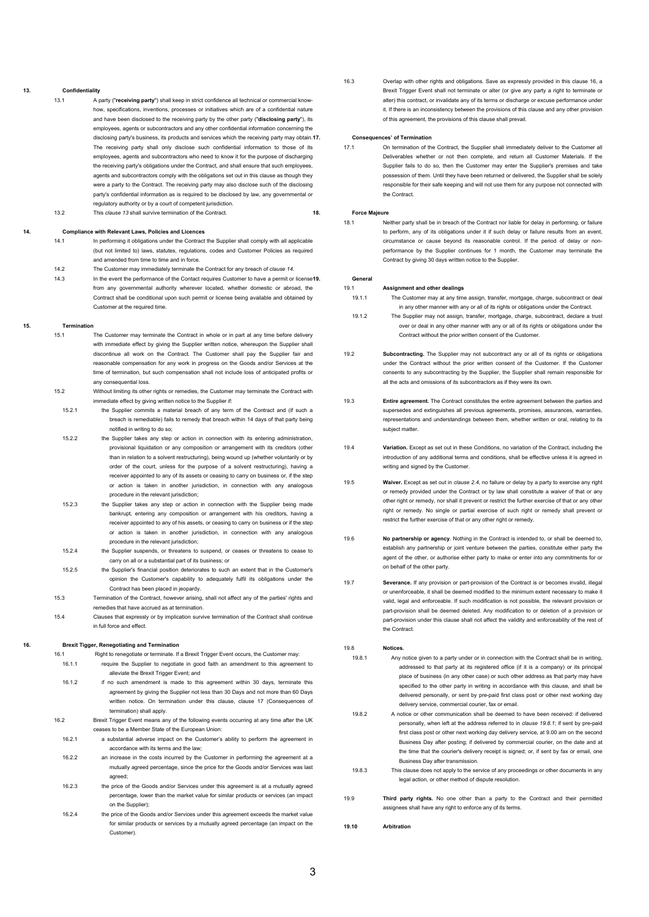## 13. Confidentiality

13.1 A party ("**receiving party**") shall keep in strict confidence all technical or commercial know-how, specifications, inventions, processes or initiatives which are of a confidential nature and have been disclosed to the receiving party by the other party ("**disclosing party**"), its employees, agents or subcontractors and any other confidential information concerning the disclosing party's business, its products and services which the receiving party may obtain. The receiving party shall only disclose such confidential information to those of its employees, agents and subcontractors who need to know it for the purpose of discharging the receiving party's obligations under the Contract, and shall ensure that such employees, agents and subcontractors comply with the obligations set out in this clause as though they were a party to the Contract. The receiving party may also disclose such of the disclosing party's confidential information as is required to be disclosed by law, any governmental or regulatory authority or by a court of competent jurisdiction.

13.2 This *clause 13* shall survive termination of the Contract.

## 14. Compliance with Relevant Laws, Policies and Licences

14.1 In performing it obligations under the Contract the Supplier shall comply with all applicable (but not limited to) laws, statutes, regulations, codes and Customer Policies as required and amended from time to time and in force.

14.2 The Customer may immediately terminate the Contract for any breach of *clause 14*.

14.3 In the event the performance of the Contact requires Customer to have a permit or license from any governmental authority wherever located, whether domestic or abroad, the Contract shall be conditional upon such permit or license being available and obtained by Customer at the required time.

## 15. Termination

15.1 The Customer may terminate the Contract in whole or in part at any time before delivery with immediate effect by giving the Supplier written notice, whereupon the Supplier shall discontinue all work on the Contract. The Customer shall pay the Supplier fair and reasonable compensation for any work in progress on the Goods and/or Services at the time of termination, but such compensation shall not include loss of anticipated profits or any consequential loss.

15.2 Without limiting its other rights or remedies, the Customer may terminate the Contract with immediate effect by giving written notice to the Supplier if:

15.2.1 the Supplier commits a material breach of any term of the Contract and (if such a breach is remediable) fails to remedy that breach within 14 days of that party being notified in writing to do so;

15.2.2 the Supplier takes any step or action in connection with its entering administration, provisional liquidation or any composition or arrangement with its creditors (other than in relation to a solvent restructuring), being wound up (whether voluntarily or by order of the court, unless for the purpose of a solvent restructuring), having a receiver appointed to any of its assets or ceasing to carry on business or, if the step or action is taken in another jurisdiction, in connection with any analogous procedure in the relevant jurisdiction;

15.2.3 the Supplier takes any step or action in connection with the Supplier being made bankrupt, entering any composition or arrangement with his creditors, having a receiver appointed to any of his assets, or ceasing to carry on business or if the step or action is taken in another jurisdiction, in connection with any analogous procedure in the relevant jurisdiction;

15.2.4 the Supplier suspends, or threatens to suspend, or ceases or threatens to cease to carry on all or a substantial part of its business; or

15.2.5 the Supplier's financial position deteriorates to such an extent that in the Customer's opinion the Customer's capability to adequately fulfil its obligations under the Contract has been placed in jeopardy.

15.3 Termination of the Contract, however arising, shall not affect any of the parties' rights and remedies that have accrued as at termination.

15.4 Clauses that expressly or by implication survive termination of the Contract shall continue in full force and effect.

## 16. Brexit Tigger, Renegotiating and Termination

16.1 Right to renegotiate or terminate. If a Brexit Trigger Event occurs, the Customer may:

16.1.1 require the Supplier to negotiate in good faith an amendment to this agreement to alleviate the Brexit Trigger Event; and

16.1.2 if no such amendment is made to this agreement within 30 days, terminate this agreement by giving the Supplier not less than 30 Days and not more than 60 Days written notice. On termination under this clause, clause 17 (Consequences of termination) shall apply.

16.2 Brexit Trigger Event means any of the following events occurring at any time after the UK ceases to be a Member State of the European Union:

16.2.1 a substantial adverse impact on the Customer's ability to perform the agreement in accordance with its terms and the law;

16.2.2 an increase in the costs incurred by the Customer in performing the agreement at a mutually agreed percentage, since the price for the Goods and/or Services was last agreed;

16.2.3 the price of the Goods and/or Services under this agreement is at a mutually agreed percentage, lower than the market value for similar products or services (an impact on the Supplier);

16.2.4 the price of the Goods and/or Services under this agreement exceeds the market value for similar products or services by a mutually agreed percentage (an impact on the Customer).

16.3 Overlap with other rights and obligations. Save as expressly provided in this clause 16, a Brexit Trigger Event shall not terminate or alter (or give any party a right to terminate or alter) this contract, or invalidate any of its terms or discharge or excuse performance under it. If there is an inconsistency between the provisions of this clause and any other provision of this agreement, the provisions of this clause shall prevail.

## 17. Consequences' of Termination

17.1 On termination of the Contract, the Supplier shall immediately deliver to the Customer all Deliverables whether or not then complete, and return all Customer Materials. If the Supplier fails to do so, then the Customer may enter the Supplier's premises and take possession of them. Until they have been returned or delivered, the Supplier shall be solely responsible for their safe keeping and will not use them for any purpose not connected with the Contract.

## 18. Force Majeure

18.1 Neither party shall be in breach of the Contract nor liable for delay in performing, or failure to perform, any of its obligations under it if such delay or failure results from an event, circumstance or cause beyond its reasonable control. If the period of delay or non-performance by the Supplier continues for 1 month, the Customer may terminate the Contract by giving 30 days written notice to the Supplier.

## 19. General

19.1 **Assignment and other dealings**

19.1.1 The Customer may at any time assign, transfer, mortgage, charge, subcontract or deal in any other manner with any or all of its rights or obligations under the Contract.

19.1.2 The Supplier may not assign, transfer, mortgage, charge, subcontract, declare a trust over or deal in any other manner with any or all of its rights or obligations under the Contract without the prior written consent of the Customer.

19.2 **Subcontracting.** The Supplier may not subcontract any or all of its rights or obligations under the Contract without the prior written consent of the Customer. If the Customer consents to any subcontracting by the Supplier, the Supplier shall remain responsible for all the acts and omissions of its subcontractors as if they were its own.

19.3 **Entire agreement.** The Contract constitutes the entire agreement between the parties and supersedes and extinguishes all previous agreements, promises, assurances, warranties, representations and understandings between them, whether written or oral, relating to its subject matter.

19.4 **Variation.** Except as set out in these Conditions, no variation of the Contract, including the introduction of any additional terms and conditions, shall be effective unless it is agreed in writing and signed by the Customer.

19.5 **Waiver.** Except as set out in *clause 2.4*, no failure or delay by a party to exercise any right or remedy provided under the Contract or by law shall constitute a waiver of that or any other right or remedy, nor shall it prevent or restrict the further exercise of that or any other right or remedy. No single or partial exercise of such right or remedy shall prevent or restrict the further exercise of that or any other right or remedy.

19.6 **No partnership or agency**. Nothing in the Contract is intended to, or shall be deemed to, establish any partnership or joint venture between the parties, constitute either party the agent of the other, or authorise either party to make or enter into any commitments for or on behalf of the other party.

19.7 **Severance.** If any provision or part-provision of the Contract is or becomes invalid, illegal or unenforceable, it shall be deemed modified to the minimum extent necessary to make it valid, legal and enforceable. If such modification is not possible, the relevant provision or part-provision shall be deemed deleted. Any modification to or deletion of a provision or part-provision under this clause shall not affect the validity and enforceability of the rest of the Contract.

19.8 **Notices.**

19.8.1 Any notice given to a party under or in connection with the Contract shall be in writing, addressed to that party at its registered office (if it is a company) or its principal place of business (in any other case) or such other address as that party may have specified to the other party in writing in accordance with this clause, and shall be delivered personally, or sent by pre-paid first class post or other next working day delivery service, commercial courier, fax or email.

19.8.2 A notice or other communication shall be deemed to have been received: if delivered personally, when left at the address referred to in *clause 19.8.1*; if sent by pre-paid first class post or other next working day delivery service, at 9.00 am on the second Business Day after posting; if delivered by commercial courier, on the date and at the time that the courier's delivery receipt is signed; or, if sent by fax or email, one Business Day after transmission.

19.8.3 This clause does not apply to the service of any proceedings or other documents in any legal action, or other method of dispute resolution.

19.9 **Third party rights.** No one other than a party to the Contract and their permitted assignees shall have any right to enforce any of its terms.

**19.10 Arbitration**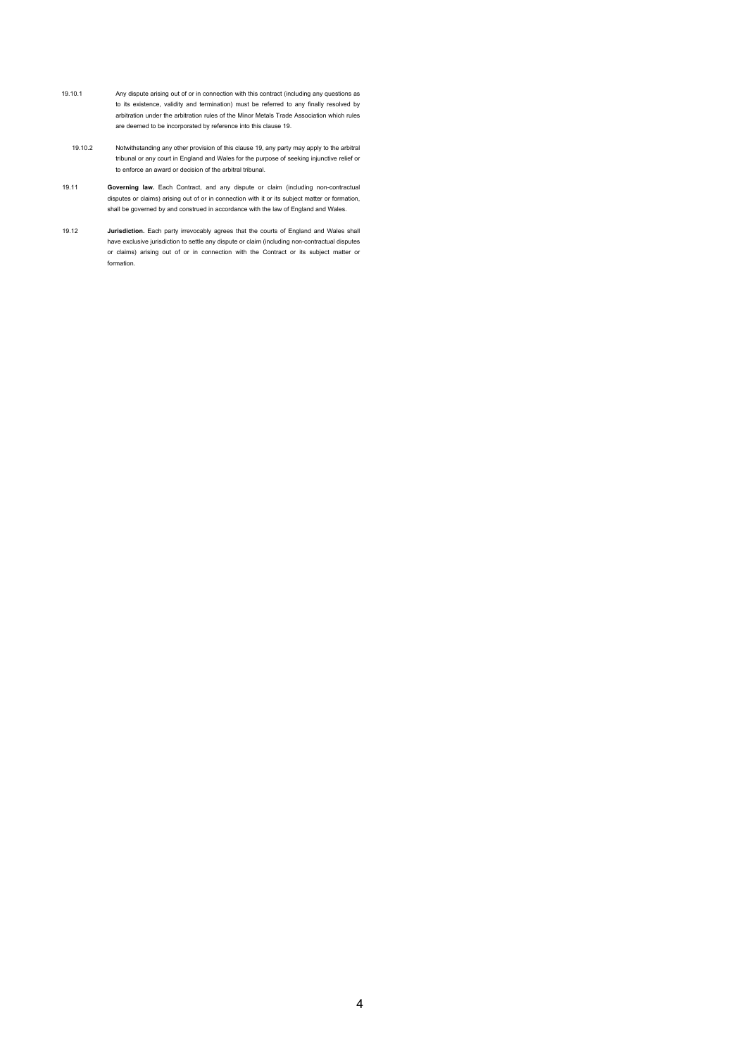19.10.1 Any dispute arising out of or in connection with this contract (including any questions as to its existence, validity and termination) must be referred to any finally resolved by arbitration under the arbitration rules of the Minor Metals Trade Association which rules are deemed to be incorporated by reference into this clause 19.

19.10.2 Notwithstanding any other provision of this clause 19, any party may apply to the arbitral tribunal or any court in England and Wales for the purpose of seeking injunctive relief or to enforce an award or decision of the arbitral tribunal.

19.11 **Governing law.** Each Contract, and any dispute or claim (including non-contractual disputes or claims) arising out of or in connection with it or its subject matter or formation, shall be governed by and construed in accordance with the law of England and Wales.

19.12 **Jurisdiction.** Each party irrevocably agrees that the courts of England and Wales shall have exclusive jurisdiction to settle any dispute or claim (including non-contractual disputes or claims) arising out of or in connection with the Contract or its subject matter or formation.